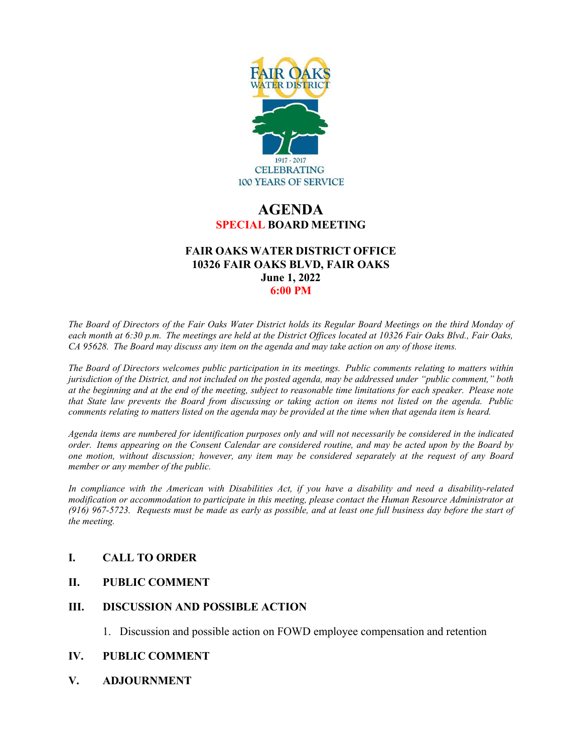FAIR OAKS WATER DISTRICT

1917 - 2017
CELEBRATING
100 YEARS OF SERVICE

# AGENDA

## SPECIAL BOARD MEETING

**FAIR OAKS WATER DISTRICT OFFICE**
**10326 FAIR OAKS BLVD, FAIR OAKS**
**June 1, 2022**
**6:00 PM**

*The Board of Directors of the Fair Oaks Water District holds its Regular Board Meetings on the third Monday of each month at 6:30 p.m. The meetings are held at the District Offices located at 10326 Fair Oaks Blvd., Fair Oaks, CA 95628. The Board may discuss any item on the agenda and may take action on any of those items.*

*The Board of Directors welcomes public participation in its meetings. Public comments relating to matters within jurisdiction of the District, and not included on the posted agenda, may be addressed under "public comment," both at the beginning and at the end of the meeting, subject to reasonable time limitations for each speaker. Please note that State law prevents the Board from discussing or taking action on items not listed on the agenda. Public comments relating to matters listed on the agenda may be provided at the time when that agenda item is heard.*

*Agenda items are numbered for identification purposes only and will not necessarily be considered in the indicated order. Items appearing on the Consent Calendar are considered routine, and may be acted upon by the Board by one motion, without discussion; however, any item may be considered separately at the request of any Board member or any member of the public.*

*In compliance with the American with Disabilities Act, if you have a disability and need a disability-related modification or accommodation to participate in this meeting, please contact the Human Resource Administrator at (916) 967-5723. Requests must be made as early as possible, and at least one full business day before the start of the meeting.*

### I. CALL TO ORDER

### II. PUBLIC COMMENT

### III. DISCUSSION AND POSSIBLE ACTION

1. Discussion and possible action on FOWD employee compensation and retention

### IV. PUBLIC COMMENT

### V. ADJOURNMENT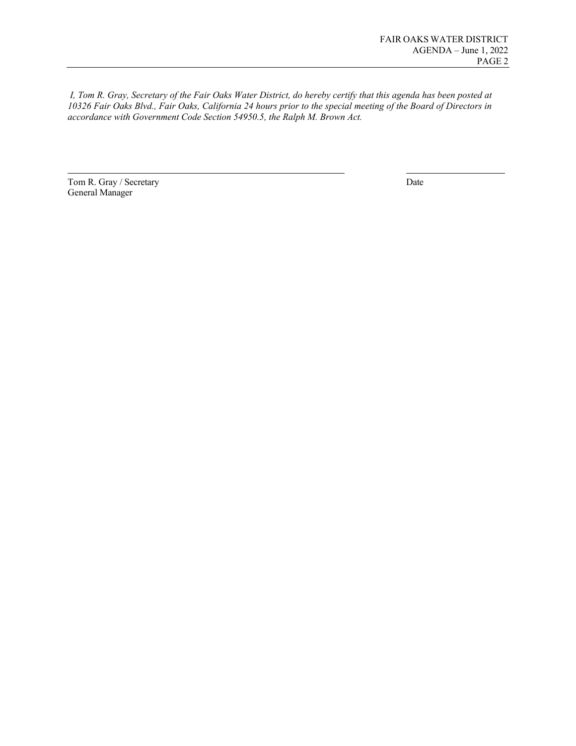*I, Tom R. Gray, Secretary of the Fair Oaks Water District, do hereby certify that this agenda has been posted at 10326 Fair Oaks Blvd., Fair Oaks, California 24 hours prior to the special meeting of the Board of Directors in accordance with Government Code Section 54950.5, the Ralph M. Brown Act.*

\_\_\_\_\_\_\_\_\_\_\_\_\_\_\_\_\_\_\_\_\_\_\_\_\_\_\_\_\_\_\_\_\_\_\_\_\_\_\_\_ \_\_\_\_\_\_\_\_\_\_\_\_\_\_\_\_\_\_\_\_

Tom R. Gray / Secretary
General Manager

Date